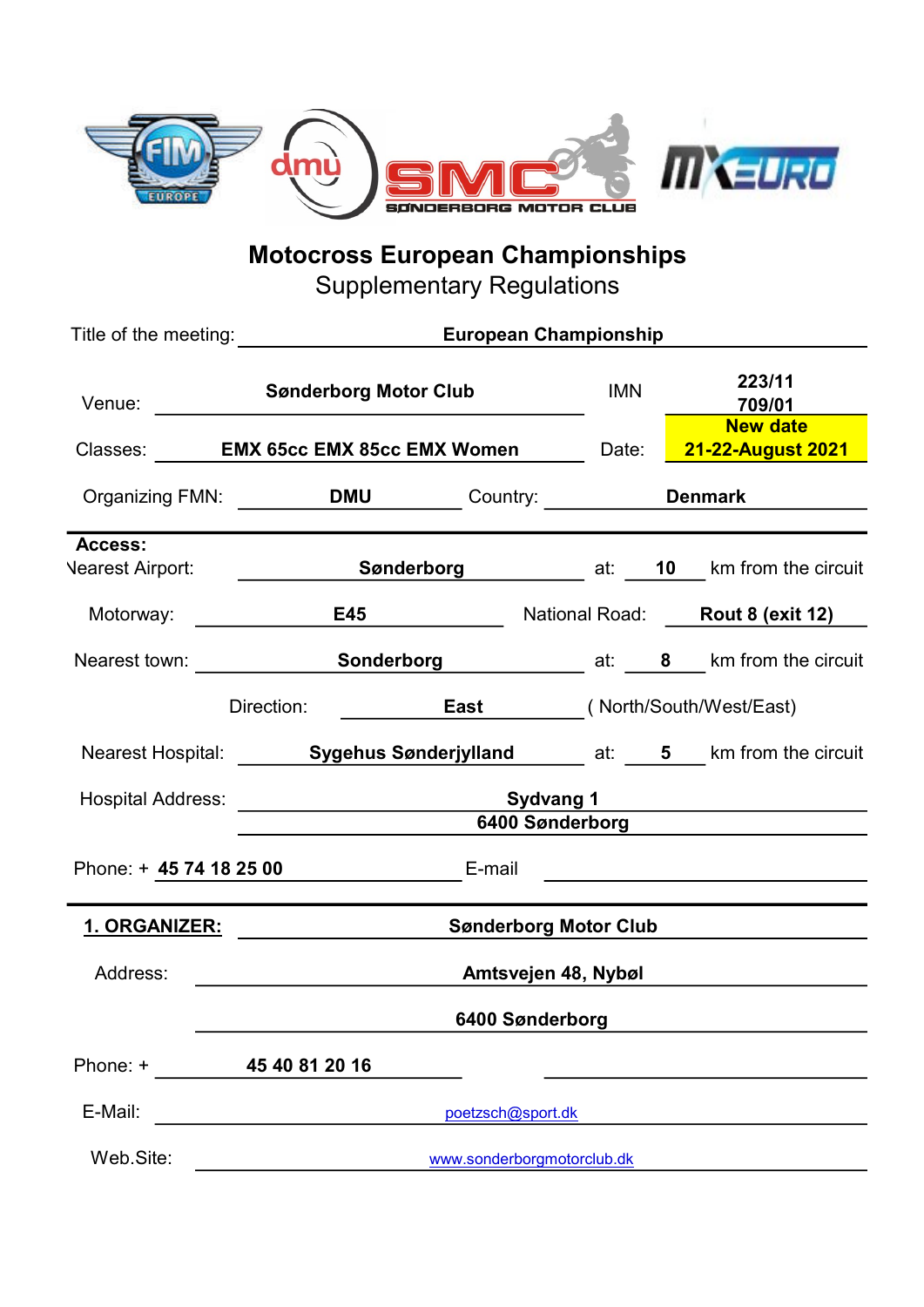# Motocross European Championships

## Supplementary Regulations

Title of the meeting: **European Championship**

Venue: **Sønderborg Motor Club** IMN **223/11 709/01**

Classes: **EMX 65cc EMX 85cc EMX Women** Date: **New date 21-22-August 2021**

Organizing FMN: **DMU** Country: **Denmark**

**Access:**

Nearest Airport: **Sønderborg** at: **10** km from the circuit

Motorway: **E45** National Road: **Rout 8 (exit 12)**

Nearest town: **Sonderborg** at: **8** km from the circuit

Direction: **East** ( North/South/West/East)

Nearest Hospital: **Sygehus Sønderjylland** at: **5** km from the circuit

Hospital Address: **Sydvang 1**
**6400 Sønderborg**

Phone: + **45 74 18 25 00** E-mail

**1. ORGANIZER:** **Sønderborg Motor Club**

Address: **Amtsvejen 48, Nybøl**
**6400 Sønderborg**

Phone: + **45 40 81 20 16**

E-Mail: poetzsch@sport.dk

Web.Site: www.sonderborgmotorclub.dk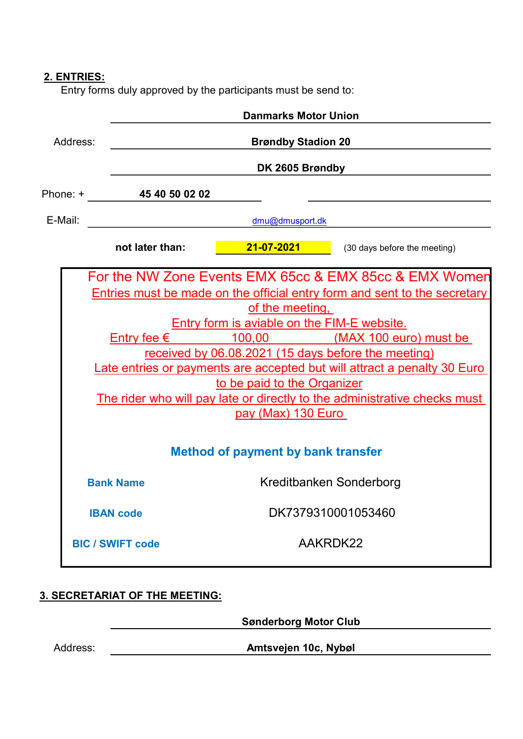## 2. ENTRIES:

Entry forms duly approved by the participants must be send to:

**Danmarks Motor Union**

Address: **Brøndby Stadion 20**

**DK 2605 Brøndby**

Phone: + **45 40 50 02 02**

E-Mail: dmu@dmusport.dk

**not later than:** **21-07-2021** (30 days before the meeting)

For the NW Zone Events EMX 65cc & EMX 85cc & EMX Women

Entries must be made on the official entry form and sent to the secretary of the meeting,

Entry form is aviable on the FIM-E website.

Entry fee € 100,00 (MAX 100 euro) must be received by 06.08.2021 (15 days before the meeting)

Late entries or payments are accepted but will attract a penalty 30 Euro to be paid to the Organizer

The rider who will pay late or directly to the administrative checks must pay (Max) 130 Euro

**Method of payment by bank transfer**

| | |
|---|---|
| **Bank Name** | Kreditbanken Sonderborg |
| **IBAN code** | DK7379310001053460 |
| **BIC / SWIFT code** | AAKRDK22 |

## 3. SECRETARIAT OF THE MEETING:

**Sønderborg Motor Club**

Address: **Amtsvejen 10c, Nybøl**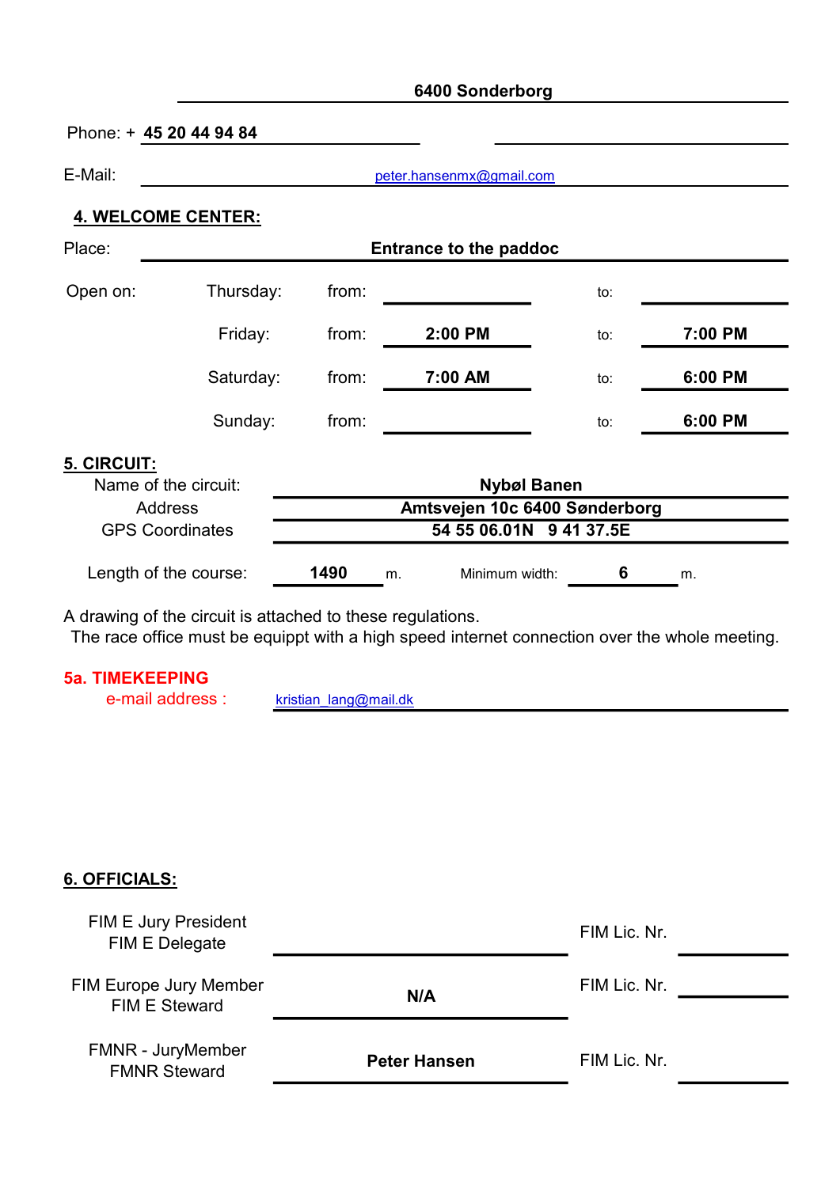**6400 Sonderborg**

Phone: + **45 20 44 94 84**

E-Mail: peter.hansenmx@gmail.com

## 4. WELCOME CENTER:

Place: **Entrance to the paddoc**

| Open on: | | | | | |
|---|---|---|---|---|---|
| | Thursday: | from: | | to: | |
| | Friday: | from: | **2:00 PM** | to: | **7:00 PM** |
| | Saturday: | from: | **7:00 AM** | to: | **6:00 PM** |
| | Sunday: | from: | | to: | **6:00 PM** |

## 5. CIRCUIT:

| | |
|---|---|
| Name of the circuit: | **Nybøl Banen** |
| Address | **Amtsvejen 10c 6400 Sønderborg** |
| GPS Coordinates | **54 55 06.01N 9 41 37.5E** |

Length of the course: **1490** m. Minimum width: **6** m.

A drawing of the circuit is attached to these regulations.
The race office must be equippt with a high speed internet connection over the whole meeting.

## 5a. TIMEKEEPING

e-mail address : kristian_lang@mail.dk

## 6. OFFICIALS:

| | | | |
|---|---|---|---|
| FIM E Jury President<br>FIM E Delegate | | FIM Lic. Nr. | |
| FIM Europe Jury Member<br>FIM E Steward | **N/A** | FIM Lic. Nr. | |
| FMNR - JuryMember<br>FMNR Steward | **Peter Hansen** | FIM Lic. Nr. | |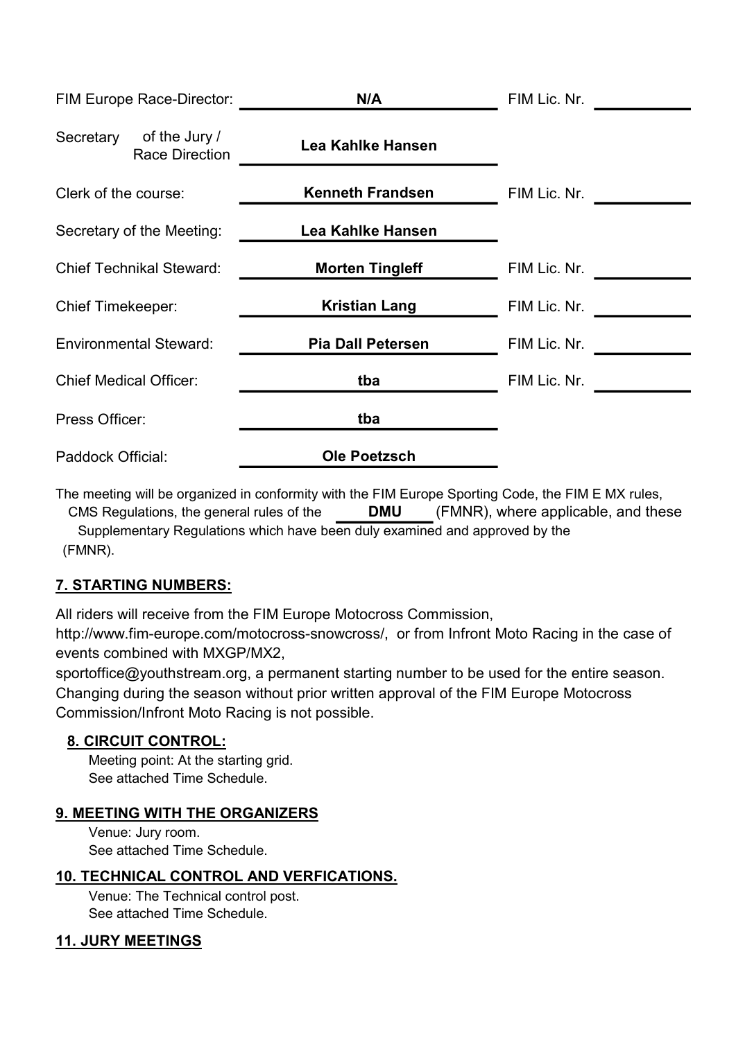| | | | |
|---|---|---|---|
| FIM Europe Race-Director: | **N/A** | FIM Lic. Nr. | |
| Secretary of the Jury / Race Direction | **Lea Kahlke Hansen** | | |
| Clerk of the course: | **Kenneth Frandsen** | FIM Lic. Nr. | |
| Secretary of the Meeting: | **Lea Kahlke Hansen** | | |
| Chief Technikal Steward: | **Morten Tingleff** | FIM Lic. Nr. | |
| Chief Timekeeper: | **Kristian Lang** | FIM Lic. Nr. | |
| Environmental Steward: | **Pia Dall Petersen** | FIM Lic. Nr. | |
| Chief Medical Officer: | **tba** | FIM Lic. Nr. | |
| Press Officer: | **tba** | | |
| Paddock Official: | **Ole Poetzsch** | | |

The meeting will be organized in conformity with the FIM Europe Sporting Code, the FIM E MX rules, CMS Regulations, the general rules of the **DMU** (FMNR), where applicable, and these Supplementary Regulations which have been duly examined and approved by the (FMNR).

## 7. STARTING NUMBERS:

All riders will receive from the FIM Europe Motocross Commission, http://www.fim-europe.com/motocross-snowcross/, or from Infront Moto Racing in the case of events combined with MXGP/MX2, sportoffice@youthstream.org, a permanent starting number to be used for the entire season. Changing during the season without prior written approval of the FIM Europe Motocross Commission/Infront Moto Racing is not possible.

## 8. CIRCUIT CONTROL:

Meeting point: At the starting grid.
See attached Time Schedule.

## 9. MEETING WITH THE ORGANIZERS

Venue: Jury room.
See attached Time Schedule.

## 10. TECHNICAL CONTROL AND VERFICATIONS.

Venue: The Technical control post.
See attached Time Schedule.

## 11. JURY MEETINGS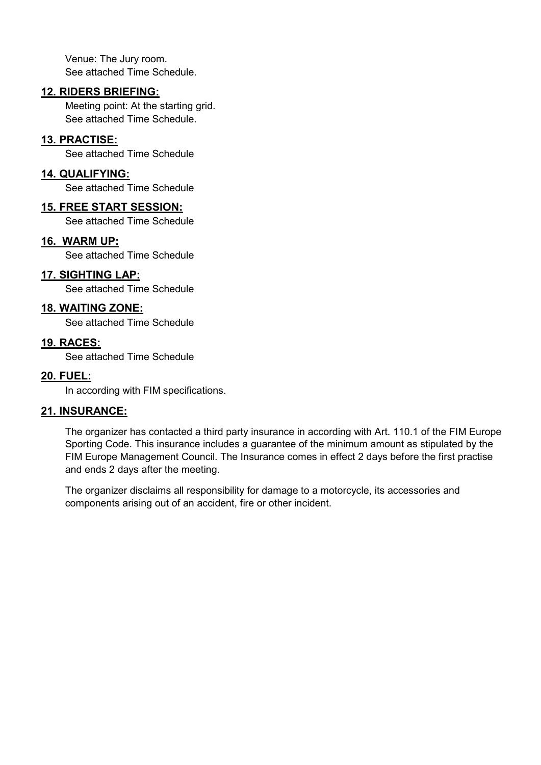Venue: The Jury room.
See attached Time Schedule.

## 12. RIDERS BRIEFING:

Meeting point: At the starting grid.
See attached Time Schedule.

## 13. PRACTISE:

See attached Time Schedule

## 14. QUALIFYING:

See attached Time Schedule

## 15. FREE START SESSION:

See attached Time Schedule

## 16. WARM UP:

See attached Time Schedule

## 17. SIGHTING LAP:

See attached Time Schedule

## 18. WAITING ZONE:

See attached Time Schedule

## 19. RACES:

See attached Time Schedule

## 20. FUEL:

In according with FIM specifications.

## 21. INSURANCE:

The organizer has contacted a third party insurance in according with Art. 110.1 of the FIM Europe Sporting Code. This insurance includes a guarantee of the minimum amount as stipulated by the FIM Europe Management Council. The Insurance comes in effect 2 days before the first practise and ends 2 days after the meeting.

The organizer disclaims all responsibility for damage to a motorcycle, its accessories and components arising out of an accident, fire or other incident.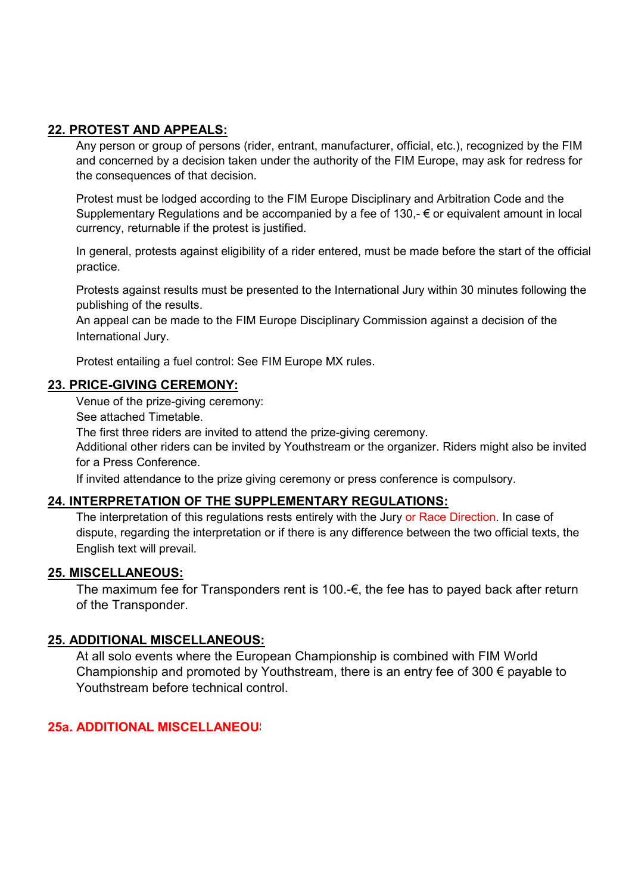## 22. PROTEST AND APPEALS:

Any person or group of persons (rider, entrant, manufacturer, official, etc.), recognized by the FIM and concerned by a decision taken under the authority of the FIM Europe, may ask for redress for the consequences of that decision.

Protest must be lodged according to the FIM Europe Disciplinary and Arbitration Code and the Supplementary Regulations and be accompanied by a fee of 130,- € or equivalent amount in local currency, returnable if the protest is justified.

In general, protests against eligibility of a rider entered, must be made before the start of the official practice.

Protests against results must be presented to the International Jury within 30 minutes following the publishing of the results.
An appeal can be made to the FIM Europe Disciplinary Commission against a decision of the International Jury.

Protest entailing a fuel control: See FIM Europe MX rules.

## 23. PRICE-GIVING CEREMONY:

Venue of the prize-giving ceremony:
See attached Timetable.
The first three riders are invited to attend the prize-giving ceremony.
Additional other riders can be invited by Youthstream or the organizer. Riders might also be invited for a Press Conference.
If invited attendance to the prize giving ceremony or press conference is compulsory.

## 24. INTERPRETATION OF THE SUPPLEMENTARY REGULATIONS:

The interpretation of this regulations rests entirely with the Jury or Race Direction. In case of dispute, regarding the interpretation or if there is any difference between the two official texts, the English text will prevail.

## 25. MISCELLANEOUS:

The maximum fee for Transponders rent is 100.-€, the fee has to payed back after return of the Transponder.

## 25. ADDITIONAL MISCELLANEOUS:

At all solo events where the European Championship is combined with FIM World Championship and promoted by Youthstream, there is an entry fee of 300 € payable to Youthstream before technical control.

## 25a. ADDITIONAL MISCELLANEOU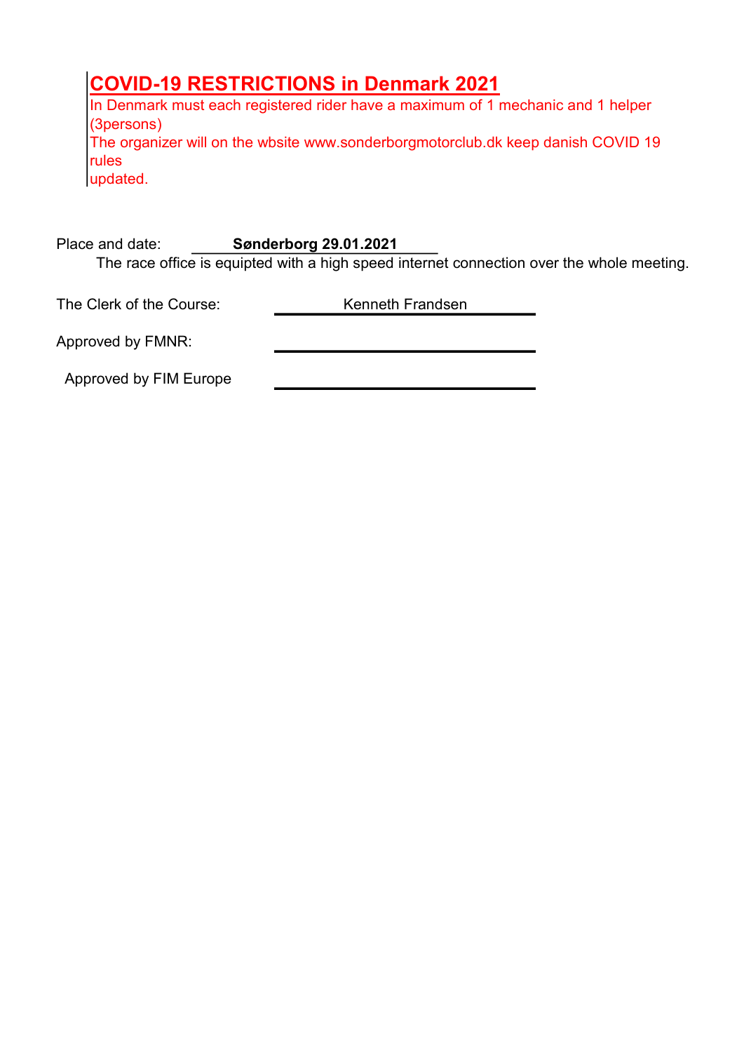## COVID-19 RESTRICTIONS in Denmark 2021

In Denmark must each registered rider have a maximum of 1 mechanic and 1 helper (3persons)
The organizer will on the wbsite www.sonderborgmotorclub.dk keep danish COVID 19 rules
updated.

Place and date: **Sønderborg 29.01.2021**

The race office is equipted with a high speed internet connection over the whole meeting.

The Clerk of the Course: Kenneth Frandsen

Approved by FMNR: ______________________

Approved by FIM Europe ______________________